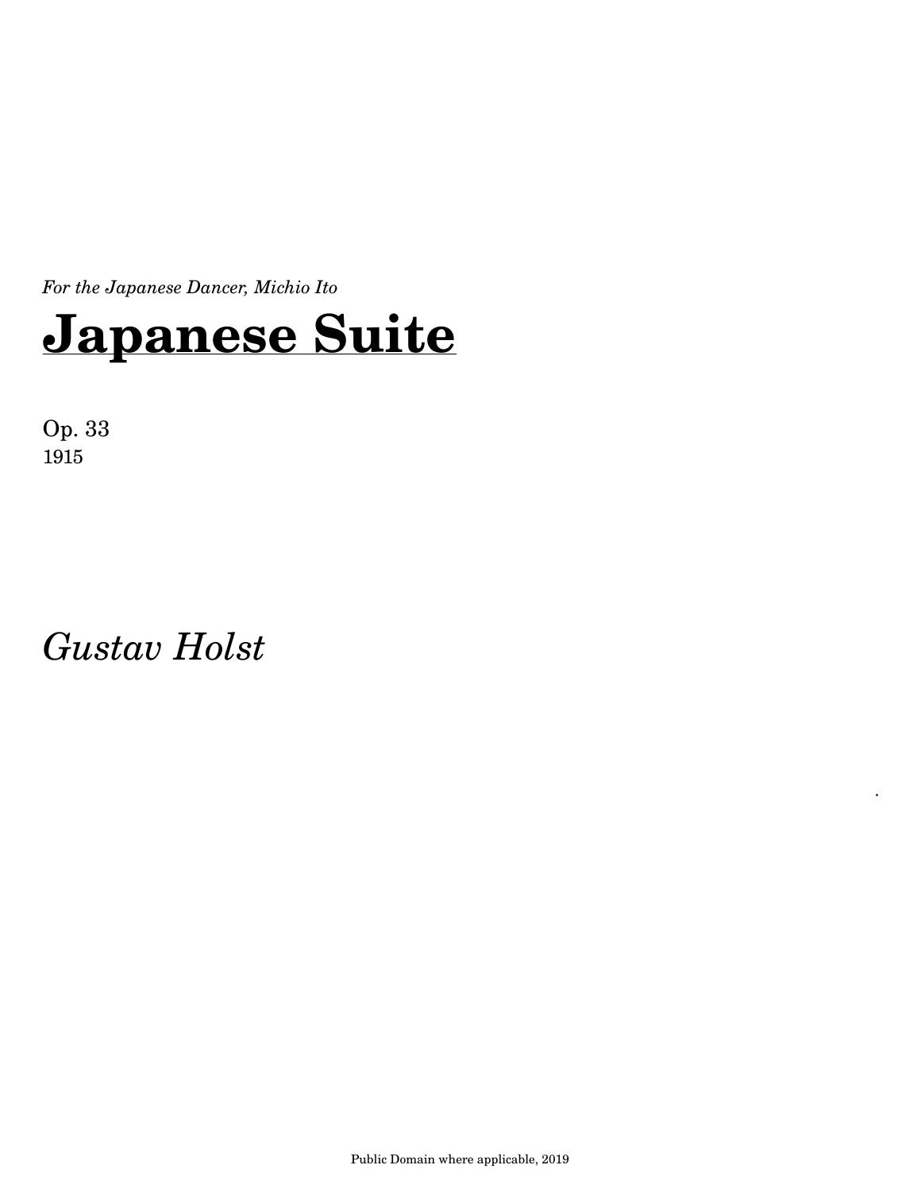*For the Japanese Dancer, Michio Ito*

# Japanese Suite

Op. 33
1915

*Gustav Holst*

Public Domain where applicable, 2019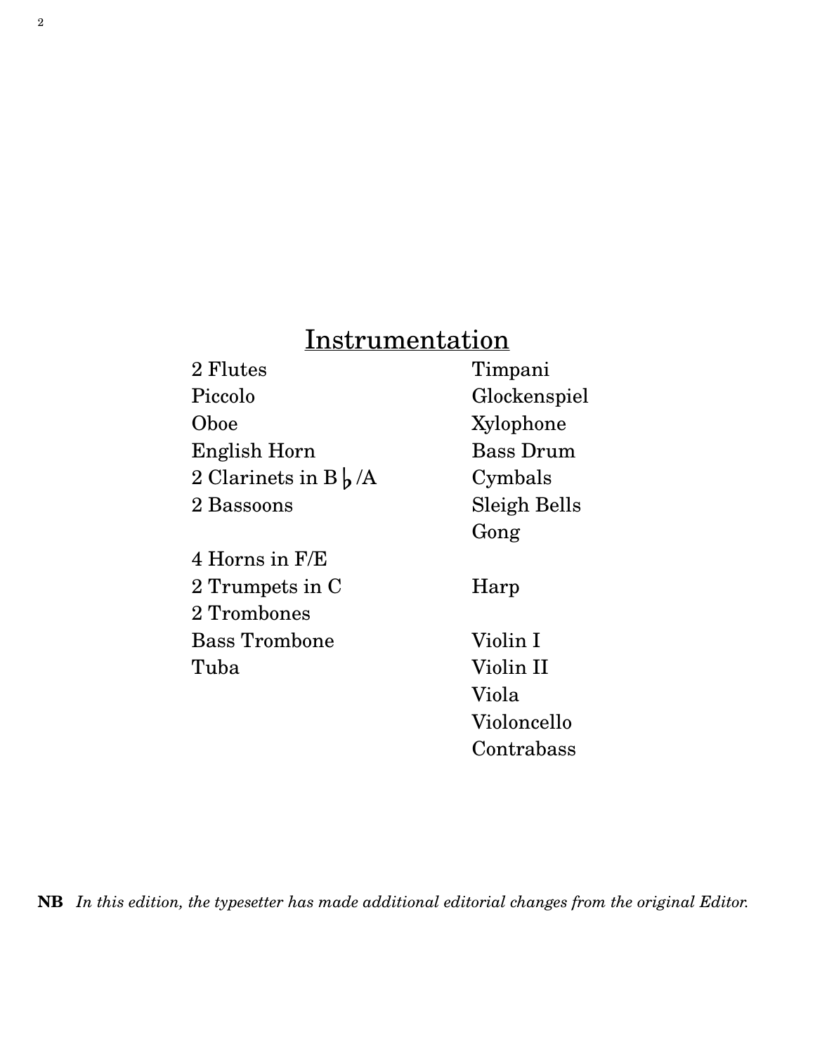## Instrumentation

2 Flutes
Piccolo
Oboe
English Horn
2 Clarinets in B♭/A
2 Bassoons

4 Horns in F/E
2 Trumpets in C
2 Trombones
Bass Trombone
Tuba

Timpani
Glockenspiel
Xylophone
Bass Drum
Cymbals
Sleigh Bells
Gong

Harp

Violin I
Violin II
Viola
Violoncello
Contrabass

**NB** *In this edition, the typesetter has made additional editorial changes from the original Editor.*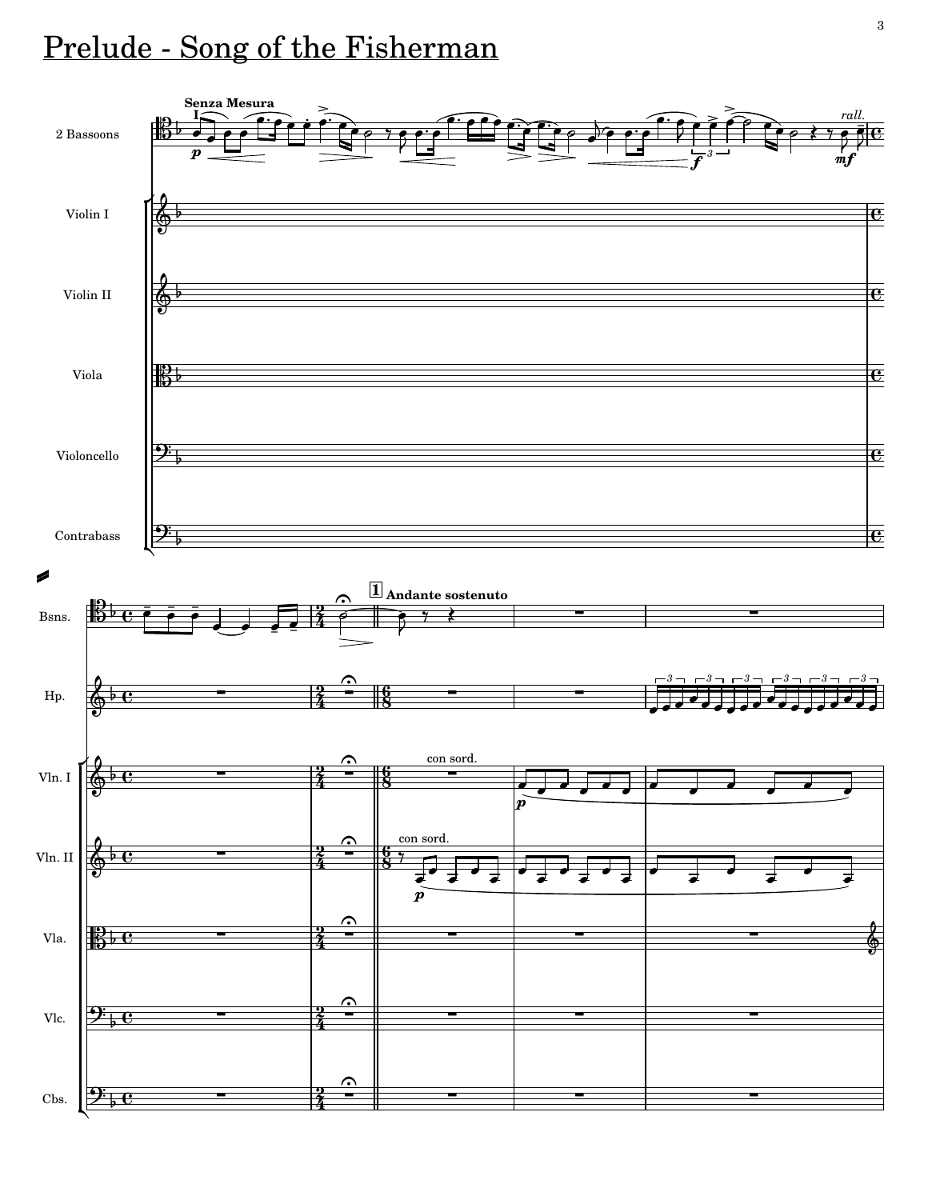# Prelude - Song of the Fisherman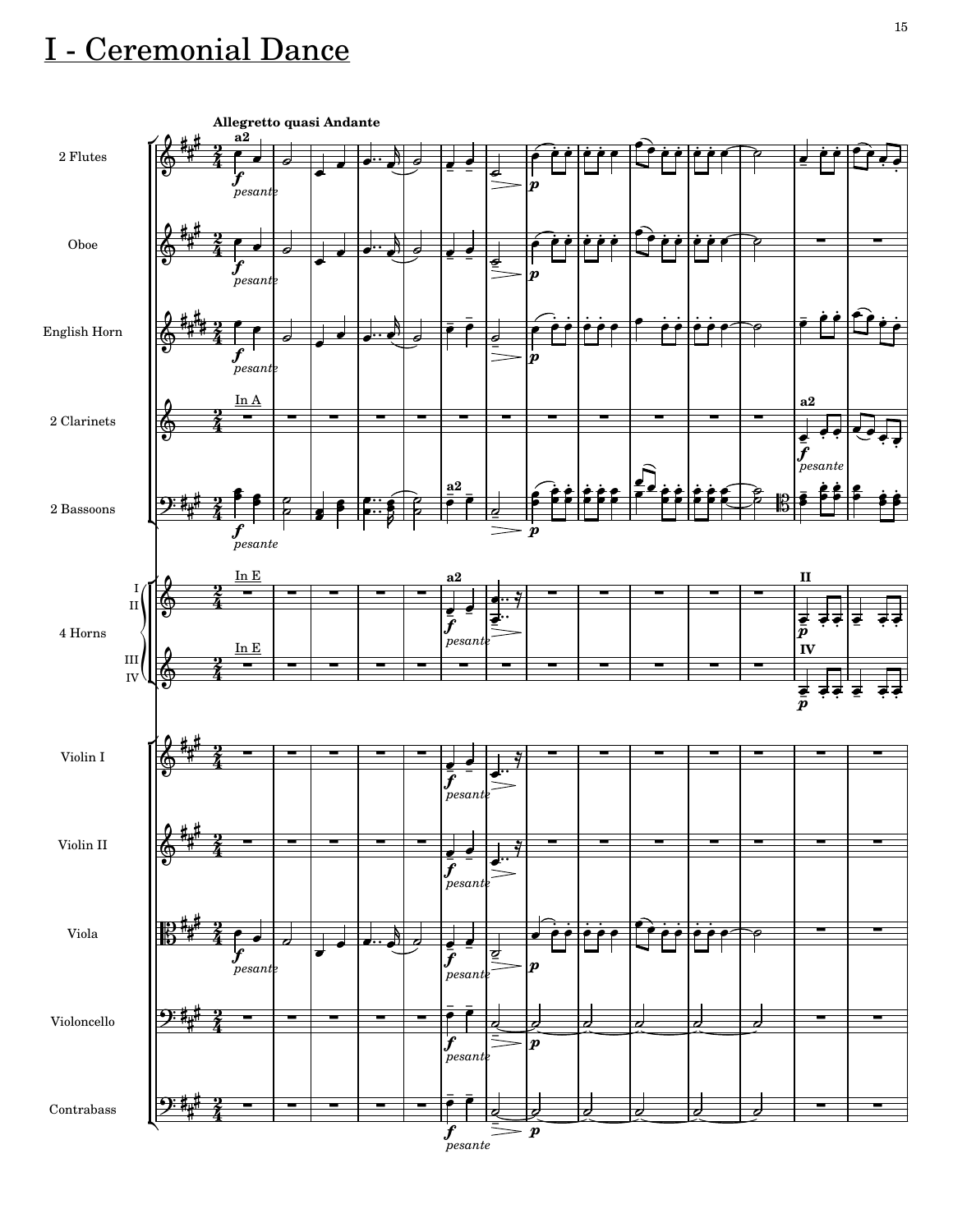# I - Ceremonial Dance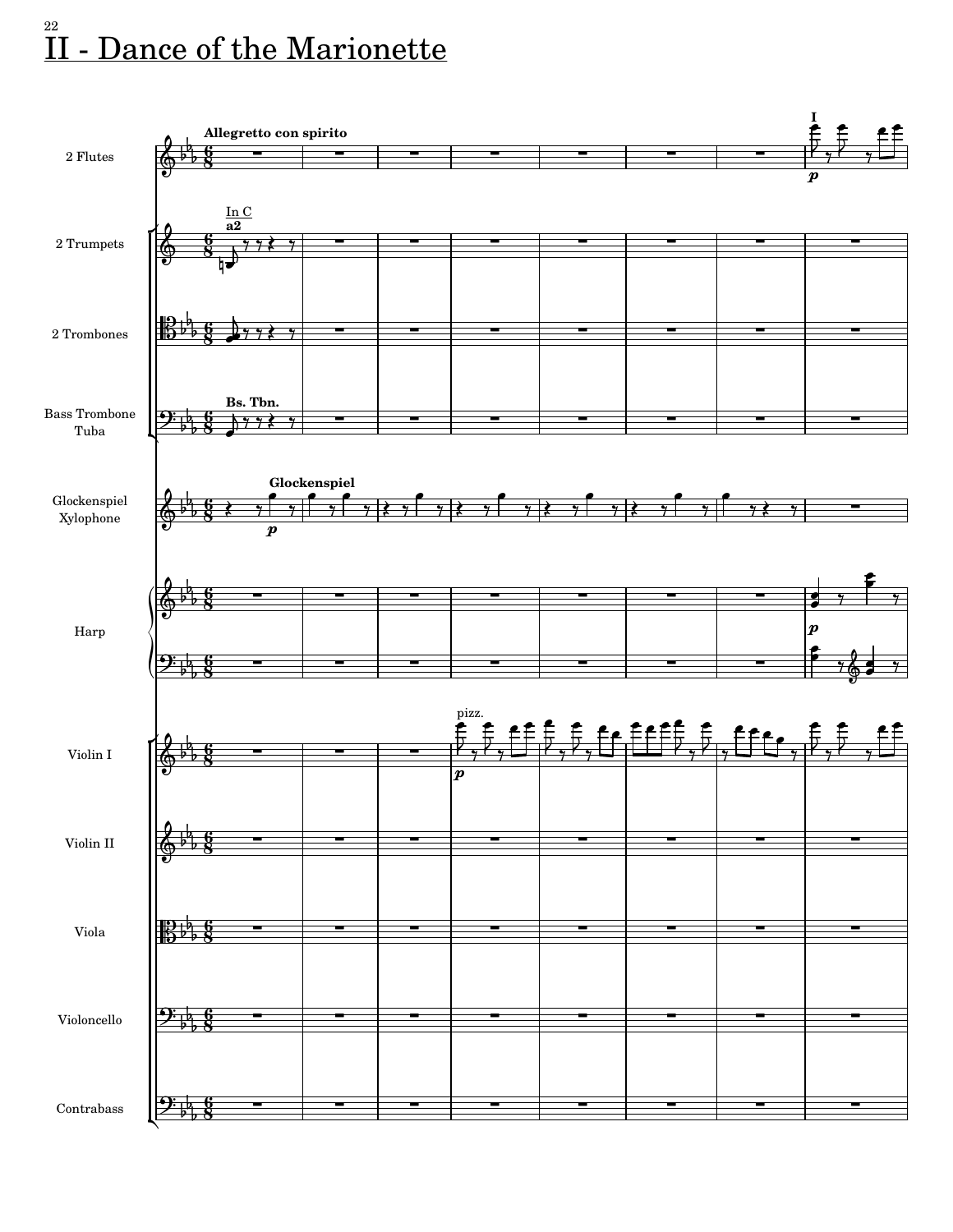# II - Dance of the Marionette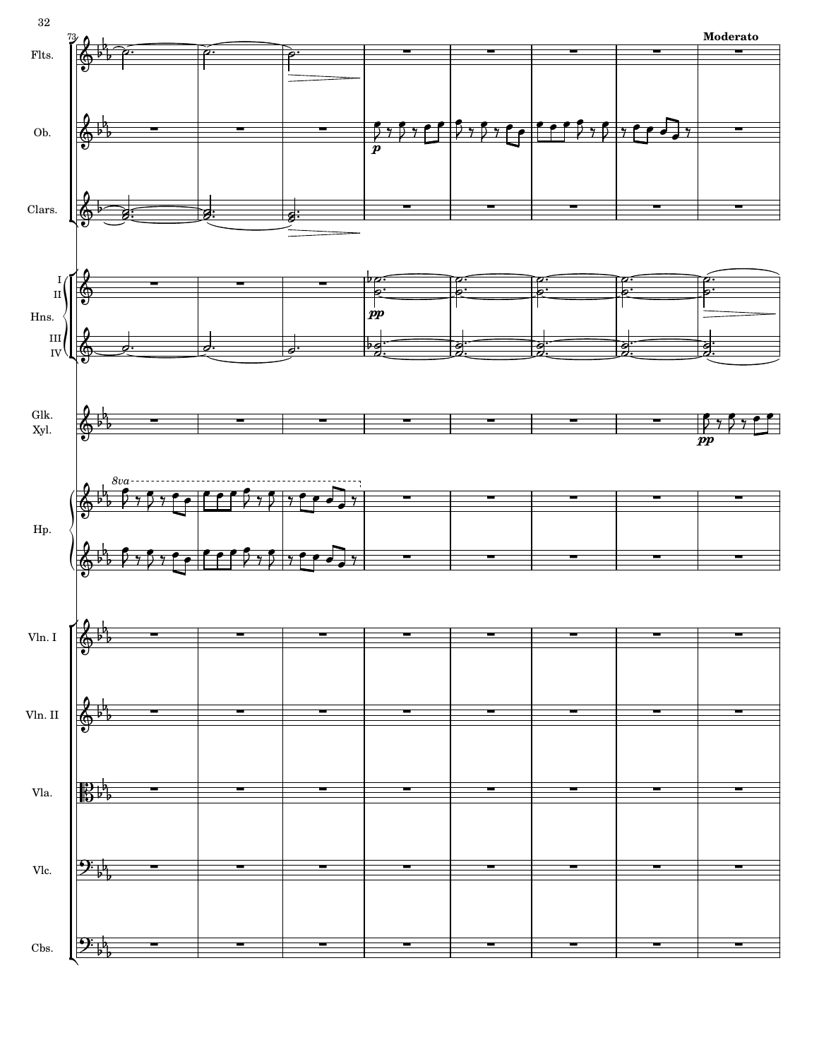**Moderato**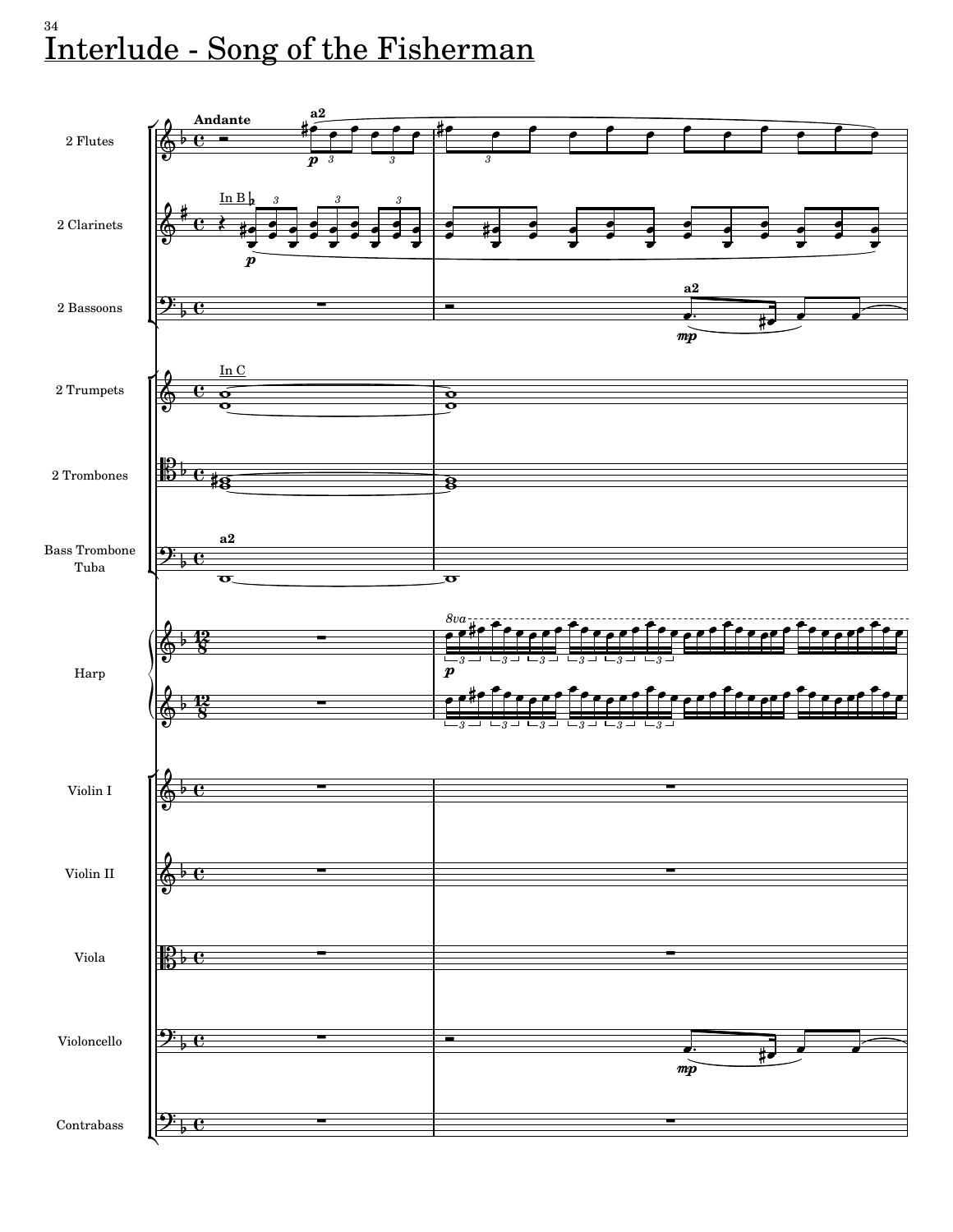# Interlude - Song of the Fisherman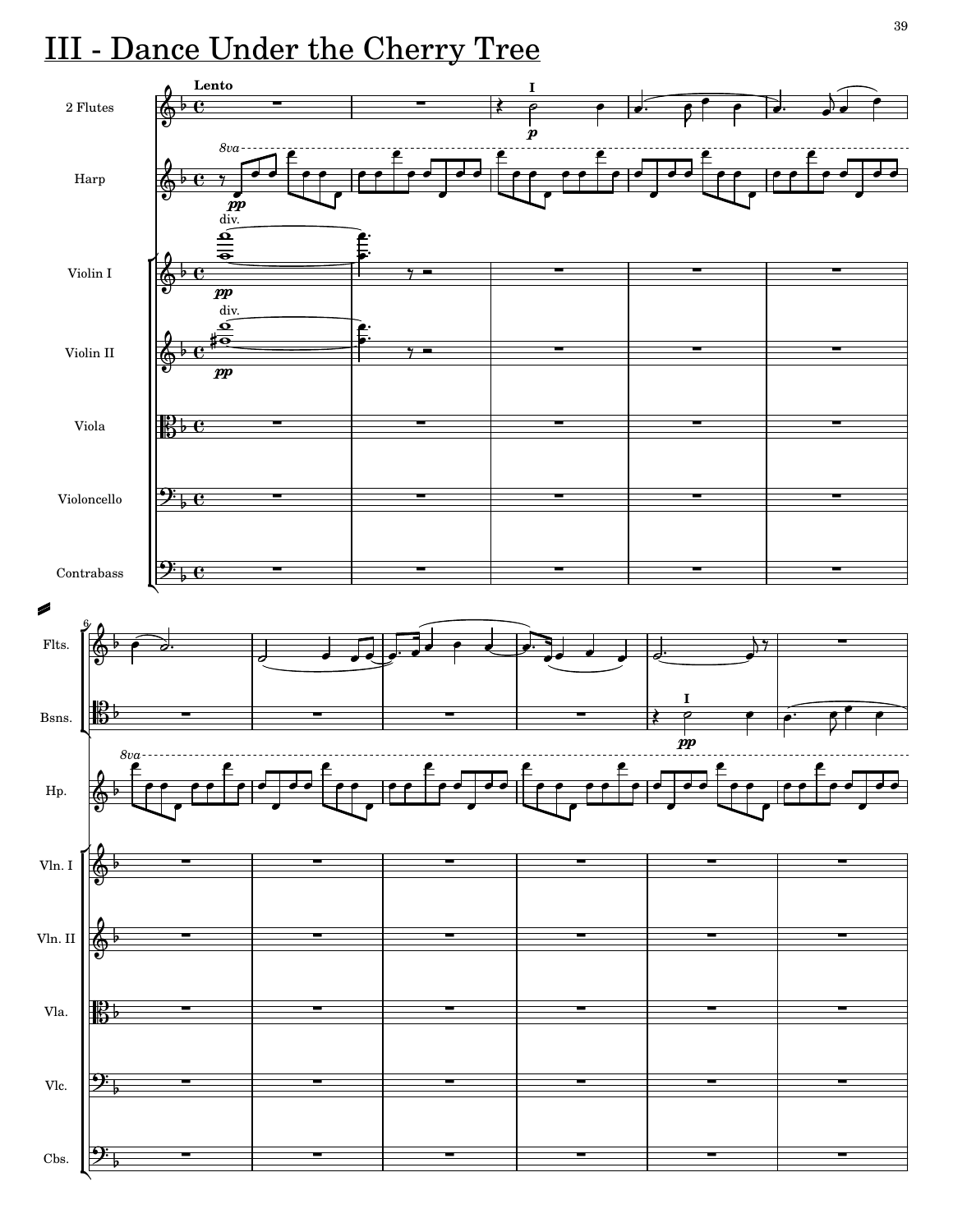# III - Dance Under the Cherry Tree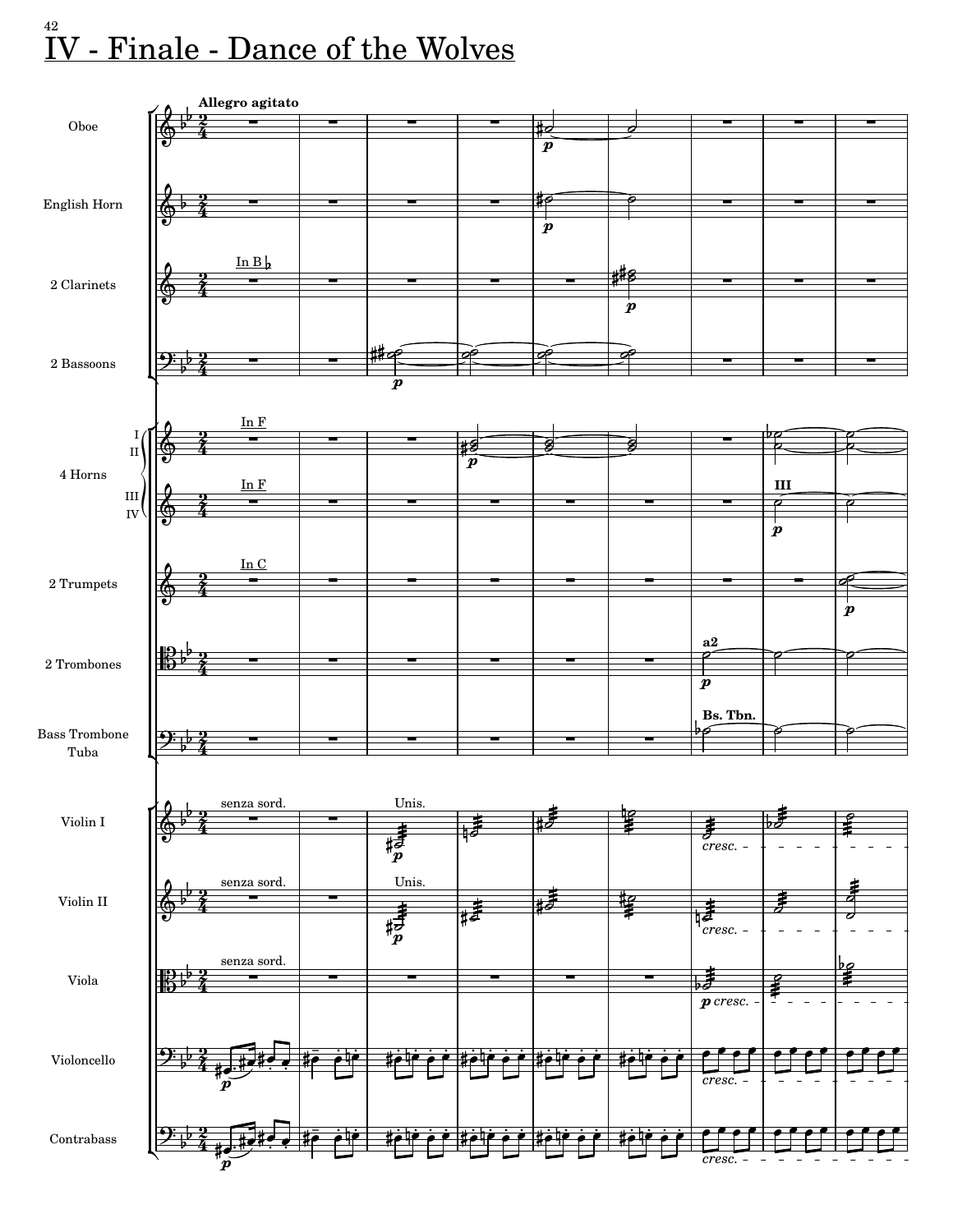# IV - Finale - Dance of the Wolves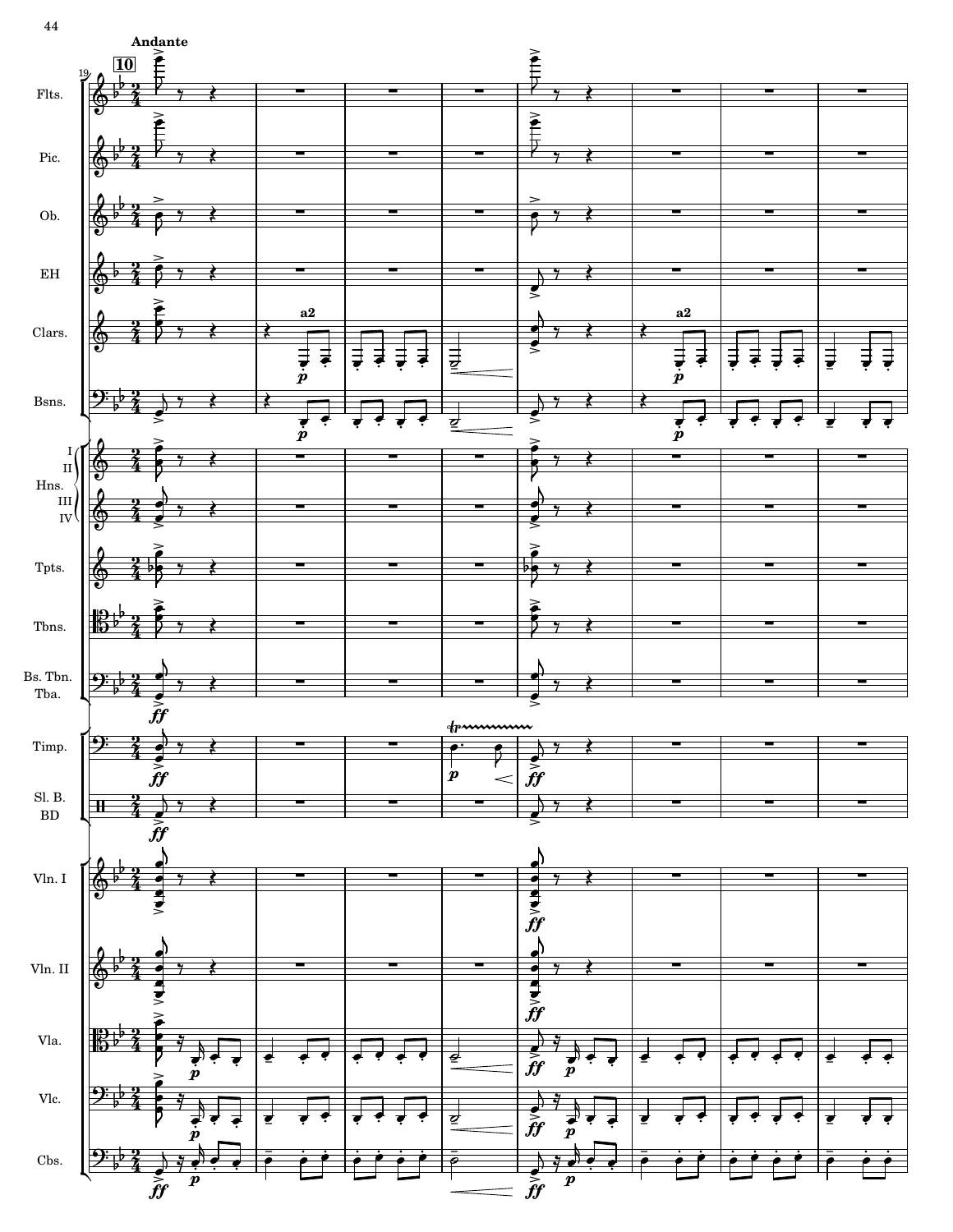**Andante**

**10**

Flts.

Pic.

Ob.

EH

Clars.

Bsns.

Hns. I II III IV

Tpts.

Tbns.

Bs. Tbn. Tba.

Timp.

Sl. B. BD

Vln. I

Vln. II

Vla.

Vlc.

Cbs.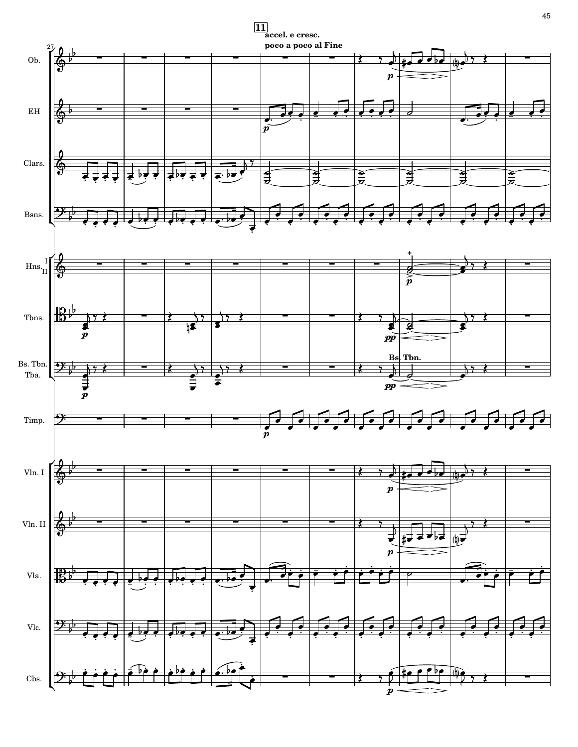**11**

**accel. e cresc.**

**poco a poco al Fine**

Ob.

EH

Clars.

Bsns.

Hns. I II

Tbns.

Bs. Tbn. Tba.

**Bs. Tbn.**

Timp.

Vln. I

Vln. II

Vla.

Vlc.

Cbs.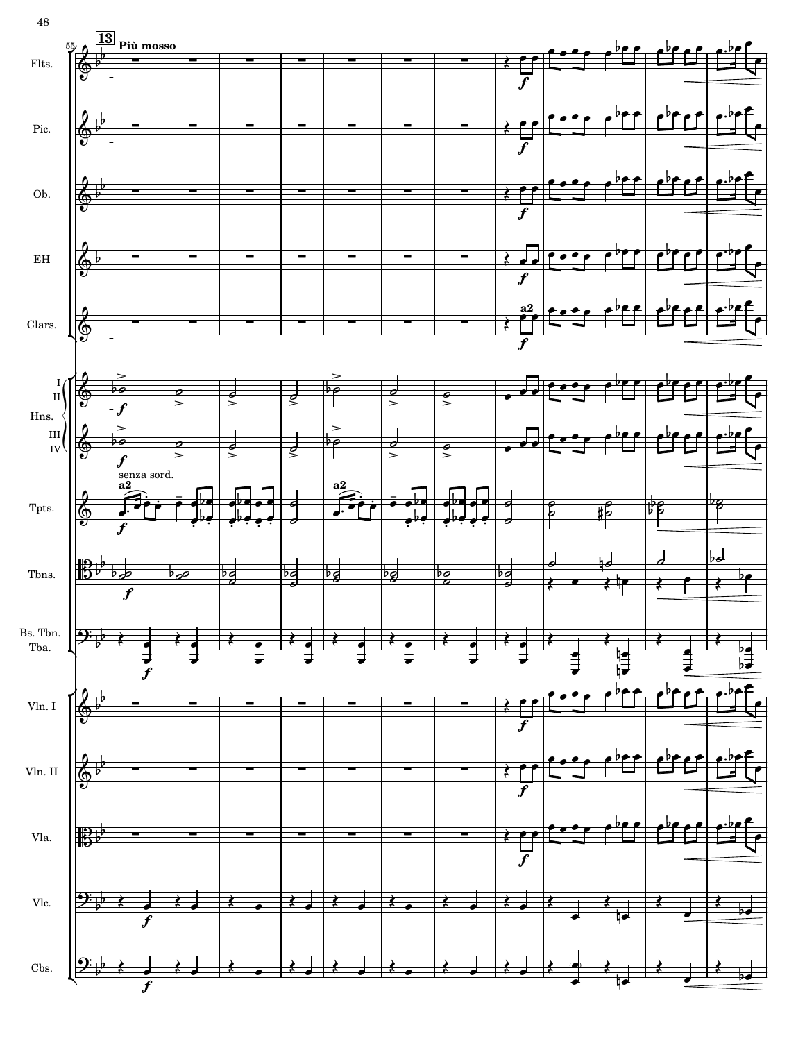**13** **Più mosso**

Flts.

Pic.

Ob.

EH

Clars.

I II Hns. III IV

Tpts.

Tbns.

Bs. Tbn. Tba.

Vln. I

Vln. II

Vla.

Vlc.

Cbs.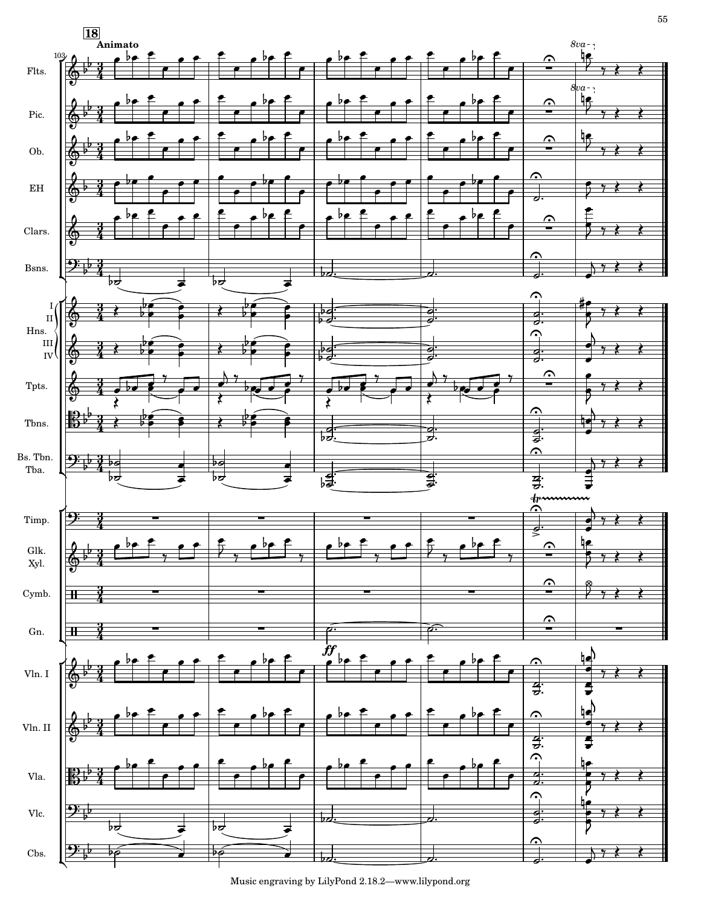**18**

**Animato**

Flts.

Pic.

Ob.

EH

Clars.

Bsns.

Hns. I II III IV

Tpts.

Tbns.

Bs. Tbn. Tba.

Timp.

Glk. Xyl.

Cymb.

Gn.

Vln. I

Vln. II

Vla.

Vlc.

Cbs.

Music engraving by LilyPond 2.18.2—www.lilypond.org